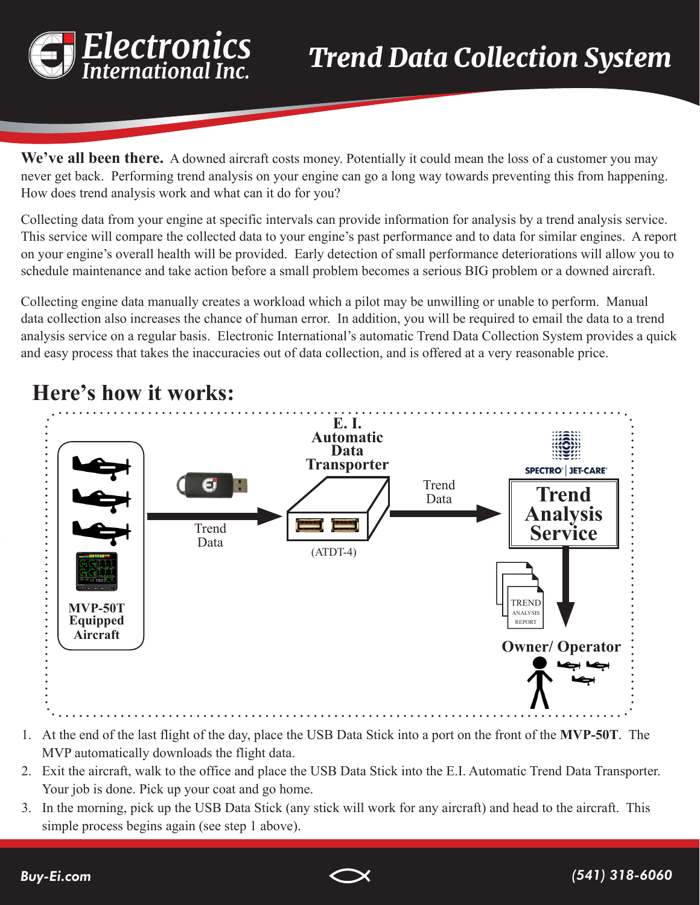# Electronics International Inc.

# Trend Data Collection System

**We've all been there.** A downed aircraft costs money. Potentially it could mean the loss of a customer you may never get back. Performing trend analysis on your engine can go a long way towards preventing this from happening. How does trend analysis work and what can it do for you?

Collecting data from your engine at specific intervals can provide information for analysis by a trend analysis service. This service will compare the collected data to your engine's past performance and to data for similar engines. A report on your engine's overall health will be provided. Early detection of small performance deteriorations will allow you to schedule maintenance and take action before a small problem becomes a serious BIG problem or a downed aircraft.

Collecting engine data manually creates a workload which a pilot may be unwilling or unable to perform. Manual data collection also increases the chance of human error. In addition, you will be required to email the data to a trend analysis service on a regular basis. Electronic International's automatic Trend Data Collection System provides a quick and easy process that takes the inaccuracies out of data collection, and is offered at a very reasonable price.

## Here's how it works:

**MVP-50T Equipped Aircraft** → Trend Data → **E. I. Automatic Data Transporter** (ATDT-4) → Trend Data → SPECTRO | JET-CARE **Trend Analysis Service** → TREND ANALYSIS REPORT → **Owner/ Operator**

1. At the end of the last flight of the day, place the USB Data Stick into a port on the front of the **MVP-50T**. The MVP automatically downloads the flight data.
2. Exit the aircraft, walk to the office and place the USB Data Stick into the E.I. Automatic Trend Data Transporter. Your job is done. Pick up your coat and go home.
3. In the morning, pick up the USB Data Stick (any stick will work for any aircraft) and head to the aircraft. This simple process begins again (see step 1 above).

Buy-Ei.com (541) 318-6060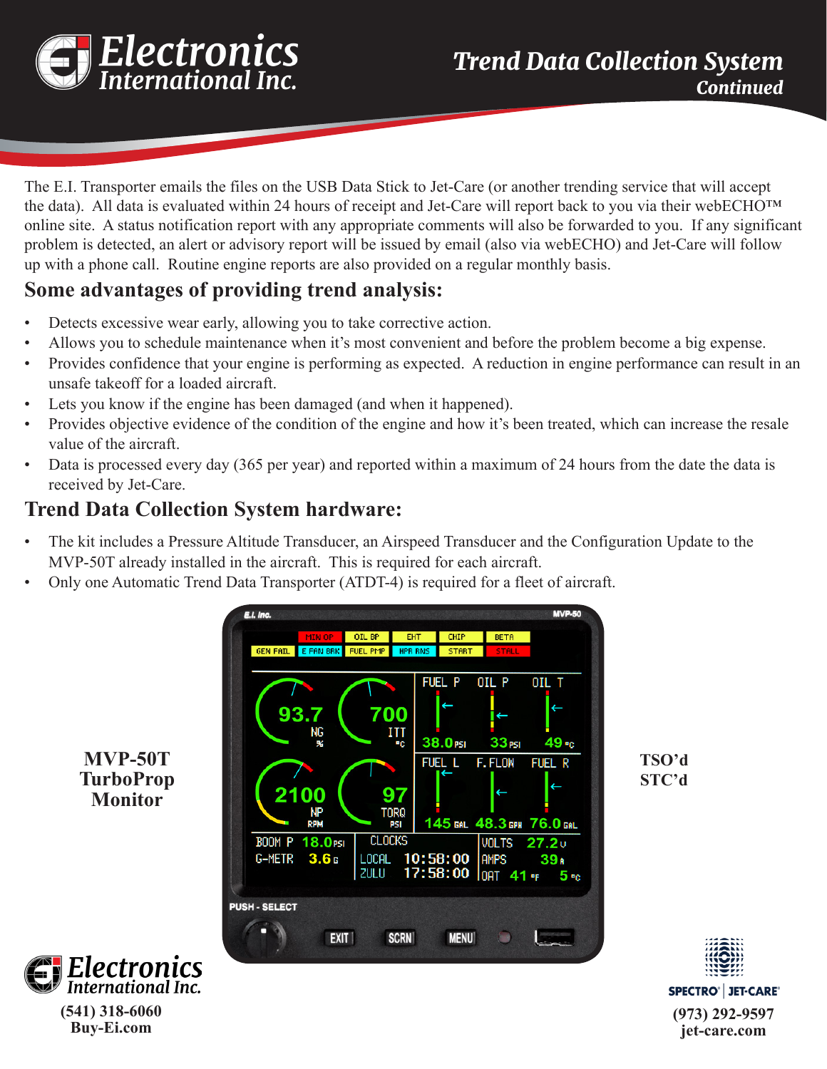# Trend Data Collection System

*Continued*

The E.I. Transporter emails the files on the USB Data Stick to Jet-Care (or another trending service that will accept the data). All data is evaluated within 24 hours of receipt and Jet-Care will report back to you via their webECHO™ online site. A status notification report with any appropriate comments will also be forwarded to you. If any significant problem is detected, an alert or advisory report will be issued by email (also via webECHO) and Jet-Care will follow up with a phone call. Routine engine reports are also provided on a regular monthly basis.

## Some advantages of providing trend analysis:

- Detects excessive wear early, allowing you to take corrective action.
- Allows you to schedule maintenance when it's most convenient and before the problem become a big expense.
- Provides confidence that your engine is performing as expected. A reduction in engine performance can result in an unsafe takeoff for a loaded aircraft.
- Lets you know if the engine has been damaged (and when it happened).
- Provides objective evidence of the condition of the engine and how it's been treated, which can increase the resale value of the aircraft.
- Data is processed every day (365 per year) and reported within a maximum of 24 hours from the date the data is received by Jet-Care.

## Trend Data Collection System hardware:

- The kit includes a Pressure Altitude Transducer, an Airspeed Transducer and the Configuration Update to the MVP-50T already installed in the aircraft. This is required for each aircraft.
- Only one Automatic Trend Data Transporter (ATDT-4) is required for a fleet of aircraft.

**MVP-50T TurboProp Monitor**

**TSO'd STC'd**

**Electronics International Inc.**
**(541) 318-6060**
**Buy-Ei.com**

**SPECTRO | JET-CARE**
**(973) 292-9597**
**jet-care.com**